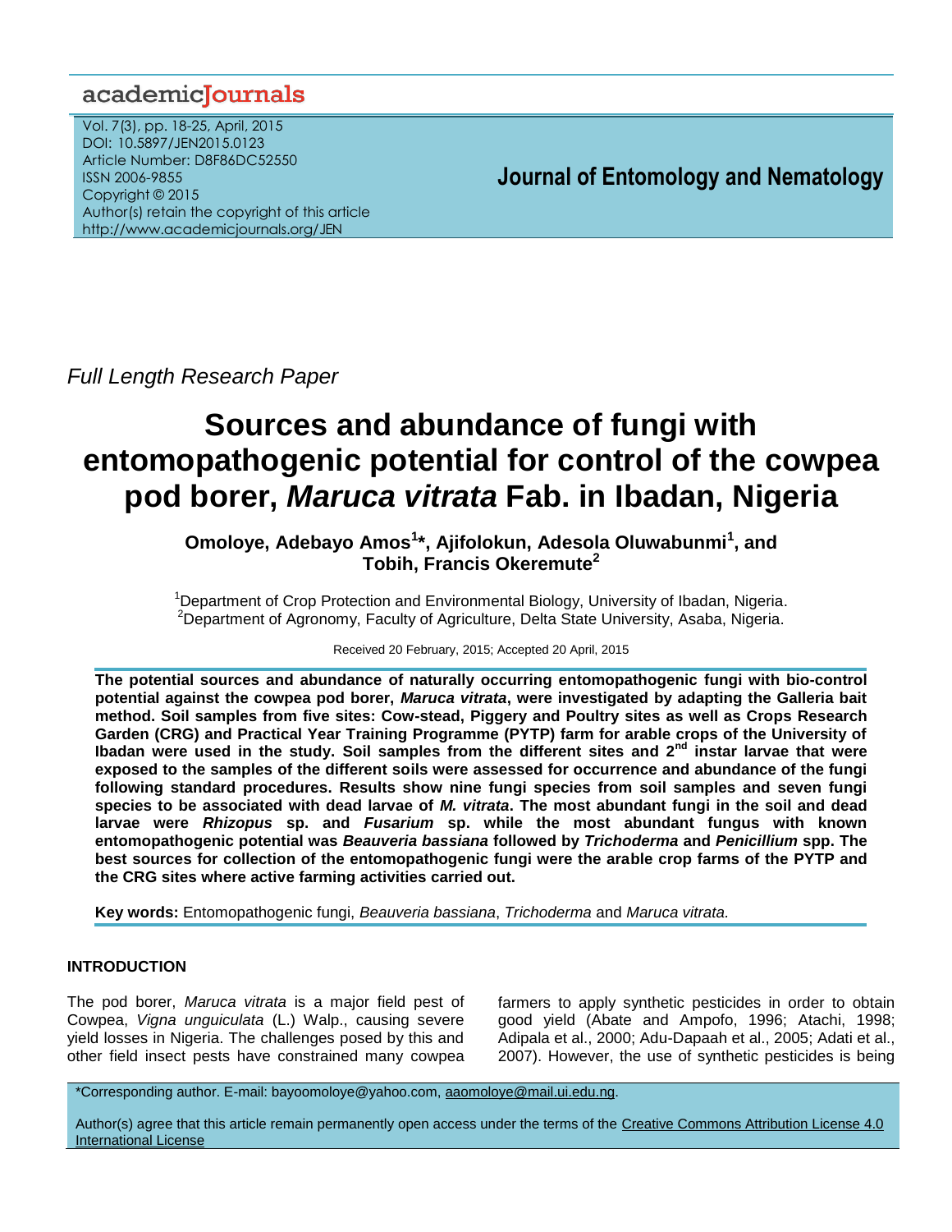Full Length Research Paper

# Sources and abundance of fungi with entomopathogenic potential for control of the cowpea pod borer, *Maruca vitrata* Fab. in Ibadan, Nigeria

**Omoloye, Adebayo Amos[1]\*, Ajifolokun, Adesola Oluwabunmi[1], and Tobih, Francis Okeremute[2]**

[1]Department of Crop Protection and Environmental Biology, University of Ibadan, Nigeria.
[2]Department of Agronomy, Faculty of Agriculture, Delta State University, Asaba, Nigeria.

Received 20 February, 2015; Accepted 20 April, 2015

**The potential sources and abundance of naturally occurring entomopathogenic fungi with bio-control potential against the cowpea pod borer, *Maruca vitrata*, were investigated by adapting the Galleria bait method. Soil samples from five sites: Cow-stead, Piggery and Poultry sites as well as Crops Research Garden (CRG) and Practical Year Training Programme (PYTP) farm for arable crops of the University of Ibadan were used in the study. Soil samples from the different sites and 2nd instar larvae that were exposed to the samples of the different soils were assessed for occurrence and abundance of the fungi following standard procedures. Results show nine fungi species from soil samples and seven fungi species to be associated with dead larvae of *M. vitrata*. The most abundant fungi in the soil and dead larvae were *Rhizopus* sp. and *Fusarium* sp. while the most abundant fungus with known entomopathogenic potential was *Beauveria bassiana* followed by *Trichoderma* and *Penicillium* spp. The best sources for collection of the entomopathogenic fungi were the arable crop farms of the PYTP and the CRG sites where active farming activities carried out.**

**Key words:** Entomopathogenic fungi, *Beauveria bassiana*, *Trichoderma* and *Maruca vitrata.*

## INTRODUCTION

The pod borer, *Maruca vitrata* is a major field pest of Cowpea, *Vigna unguiculata* (L.) Walp., causing severe yield losses in Nigeria. The challenges posed by this and other field insect pests have constrained many cowpea farmers to apply synthetic pesticides in order to obtain good yield (Abate and Ampofo, 1996; Atachi, 1998; Adipala et al., 2000; Adu-Dapaah et al., 2005; Adati et al., 2007). However, the use of synthetic pesticides is being

\*Corresponding author. E-mail: bayoomoloye@yahoo.com, aaomoloye@mail.ui.edu.ng.

Author(s) agree that this article remain permanently open access under the terms of the Creative Commons Attribution License 4.0 International License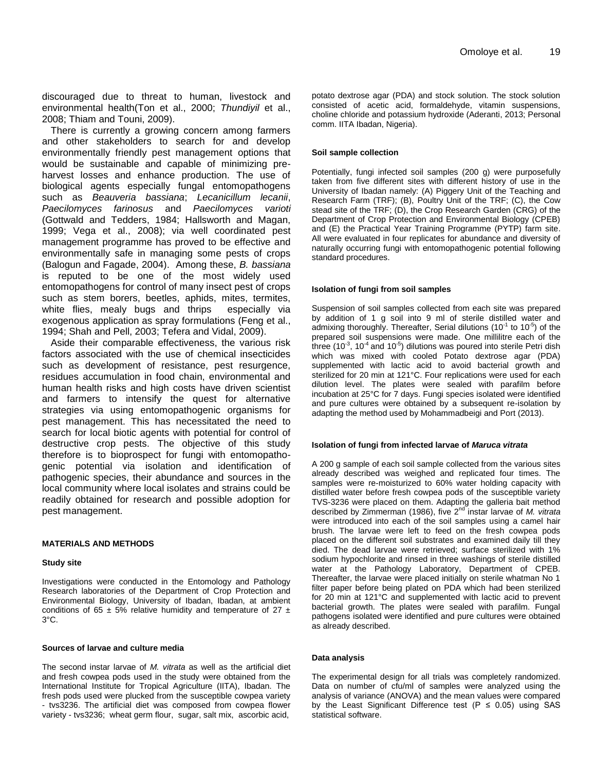discouraged due to threat to human, livestock and environmental health(Ton et al., 2000; *Thundiyil* et al., 2008; Thiam and Touni, 2009).

There is currently a growing concern among farmers and other stakeholders to search for and develop environmentally friendly pest management options that would be sustainable and capable of minimizing pre-harvest losses and enhance production. The use of biological agents especially fungal entomopathogens such as *Beauveria bassiana*; *Lecanicillum lecanii*, *Paecilomyces farinosus* and *Paecilomyces varioti* (Gottwald and Tedders, 1984; Hallsworth and Magan, 1999; Vega et al., 2008); via well coordinated pest management programme has proved to be effective and environmentally safe in managing some pests of crops (Balogun and Fagade, 2004). Among these, *B. bassiana* is reputed to be one of the most widely used entomopathogens for control of many insect pest of crops such as stem borers, beetles, aphids, mites, termites, white flies, mealy bugs and thrips especially via exogenous application as spray formulations (Feng et al., 1994; Shah and Pell, 2003; Tefera and Vidal, 2009).

Aside their comparable effectiveness, the various risk factors associated with the use of chemical insecticides such as development of resistance, pest resurgence, residues accumulation in food chain, environmental and human health risks and high costs have driven scientist and farmers to intensify the quest for alternative strategies via using entomopathogenic organisms for pest management. This has necessitated the need to search for local biotic agents with potential for control of destructive crop pests. The objective of this study therefore is to bioprospect for fungi with entomopathogenic potential via isolation and identification of pathogenic species, their abundance and sources in the local community where local isolates and strains could be readily obtained for research and possible adoption for pest management.

## MATERIALS AND METHODS

### Study site

Investigations were conducted in the Entomology and Pathology Research laboratories of the Department of Crop Protection and Environmental Biology, University of Ibadan, Ibadan, at ambient conditions of 65 ± 5% relative humidity and temperature of 27 ± 3°C.

### Sources of larvae and culture media

The second instar larvae of *M. vitrata* as well as the artificial diet and fresh cowpea pods used in the study were obtained from the International Institute for Tropical Agriculture (IITA), Ibadan. The fresh pods used were plucked from the susceptible cowpea variety - tvs3236. The artificial diet was composed from cowpea flower variety - tvs3236; wheat germ flour, sugar, salt mix, ascorbic acid, potato dextrose agar (PDA) and stock solution. The stock solution consisted of acetic acid, formaldehyde, vitamin suspensions, choline chloride and potassium hydroxide (Aderanti, 2013; Personal comm. IITA Ibadan, Nigeria).

### Soil sample collection

Potentially, fungi infected soil samples (200 g) were purposefully taken from five different sites with different history of use in the University of Ibadan namely: (A) Piggery Unit of the Teaching and Research Farm (TRF); (B), Poultry Unit of the TRF; (C), the Cow stead site of the TRF; (D), the Crop Research Garden (CRG) of the Department of Crop Protection and Environmental Biology (CPEB) and (E) the Practical Year Training Programme (PYTP) farm site. All were evaluated in four replicates for abundance and diversity of naturally occurring fungi with entomopathogenic potential following standard procedures.

### Isolation of fungi from soil samples

Suspension of soil samples collected from each site was prepared by addition of 1 g soil into 9 ml of sterile distilled water and admixing thoroughly. Thereafter, Serial dilutions ($10^{-1}$ to $10^{-5}$) of the prepared soil suspensions were made. One millilitre each of the three ($10^{-3}$, $10^{-4}$ and $10^{-5}$) dilutions was poured into sterile Petri dish which was mixed with cooled Potato dextrose agar (PDA) supplemented with lactic acid to avoid bacterial growth and sterilized for 20 min at 121°C. Four replications were used for each dilution level. The plates were sealed with parafilm before incubation at 25°C for 7 days. Fungi species isolated were identified and pure cultures were obtained by a subsequent re-isolation by adapting the method used by Mohammadbeigi and Port (2013).

### Isolation of fungi from infected larvae of *Maruca vitrata*

A 200 g sample of each soil sample collected from the various sites already described was weighed and replicated four times. The samples were re-moisturized to 60% water holding capacity with distilled water before fresh cowpea pods of the susceptible variety TVS-3236 were placed on them. Adapting the galleria bait method described by Zimmerman (1986), five 2nd instar larvae of *M. vitrata* were introduced into each of the soil samples using a camel hair brush. The larvae were left to feed on the fresh cowpea pods placed on the different soil substrates and examined daily till they died. The dead larvae were retrieved; surface sterilized with 1% sodium hypochlorite and rinsed in three washings of sterile distilled water at the Pathology Laboratory, Department of CPEB. Thereafter, the larvae were placed initially on sterile whatman No 1 filter paper before being plated on PDA which had been sterilized for 20 min at 121°C and supplemented with lactic acid to prevent bacterial growth. The plates were sealed with parafilm. Fungal pathogens isolated were identified and pure cultures were obtained as already described.

### Data analysis

The experimental design for all trials was completely randomized. Data on number of cfu/ml of samples were analyzed using the analysis of variance (ANOVA) and the mean values were compared by the Least Significant Difference test ($P \leq 0.05$) using SAS statistical software.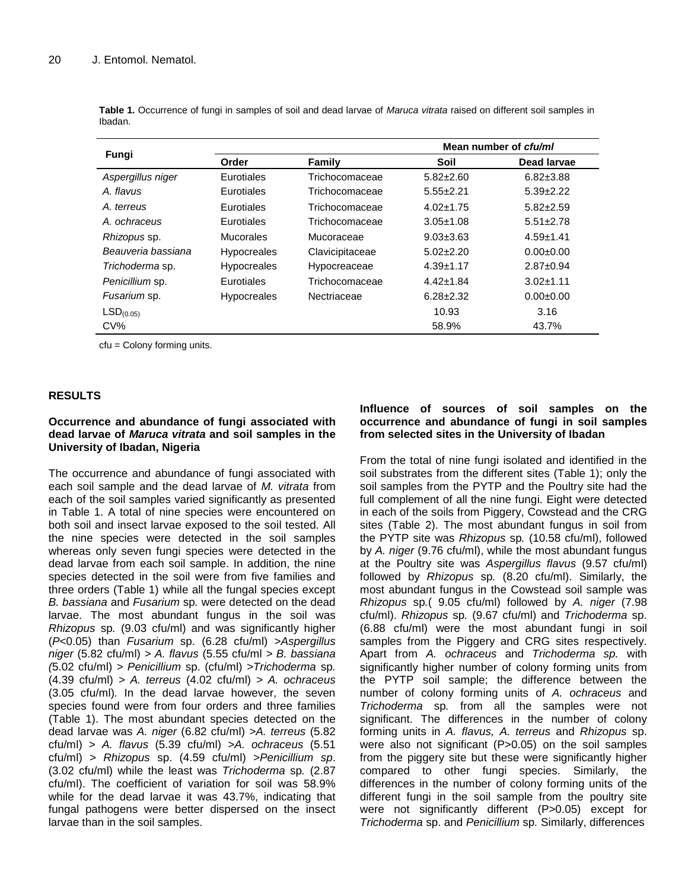**Table 1.** Occurrence of fungi in samples of soil and dead larvae of *Maruca vitrata* raised on different soil samples in Ibadan.

| Fungi | Order | Family | Mean number of *cfu/ml* | |
|---|---|---|---|---|
| | | | Soil | Dead larvae |
| *Aspergillus niger* | Eurotiales | Trichocomaceae | 5.82±2.60 | 6.82±3.88 |
| *A. flavus* | Eurotiales | Trichocomaceae | 5.55±2.21 | 5.39±2.22 |
| *A. terreus* | Eurotiales | Trichocomaceae | 4.02±1.75 | 5.82±2.59 |
| *A. ochraceus* | Eurotiales | Trichocomaceae | 3.05±1.08 | 5.51±2.78 |
| *Rhizopus* sp. | Mucorales | Mucoraceae | 9.03±3.63 | 4.59±1.41 |
| *Beauveria bassiana* | Hypocreales | Clavicipitaceae | 5.02±2.20 | 0.00±0.00 |
| *Trichoderma* sp. | Hypocreales | Hypocreaceae | 4.39±1.17 | 2.87±0.94 |
| *Penicillium* sp. | Eurotiales | Trichocomaceae | 4.42±1.84 | 3.02±1.11 |
| *Fusarium* sp. | Hypocreales | Nectriaceae | 6.28±2.32 | 0.00±0.00 |
| $LSD_{(0.05)}$ | | | 10.93 | 3.16 |
| CV% | | | 58.9% | 43.7% |

cfu = Colony forming units.

## RESULTS

### Occurrence and abundance of fungi associated with dead larvae of *Maruca vitrata* and soil samples in the University of Ibadan, Nigeria

The occurrence and abundance of fungi associated with each soil sample and the dead larvae of *M. vitrata* from each of the soil samples varied significantly as presented in Table 1. A total of nine species were encountered on both soil and insect larvae exposed to the soil tested. All the nine species were detected in the soil samples whereas only seven fungal species were detected in the dead larvae from each soil sample. In addition, the nine species detected in the soil were from five families and three orders (Table 1) while all the fungal species except *B. bassiana* and *Fusarium* sp. were detected on the dead larvae. The most abundant fungus in the soil was *Rhizopus* sp. (9.03 cfu/ml) and was significantly higher ($P<0.05$) than *Fusarium* sp. (6.28 cfu/ml) >*Aspergillus niger* (5.82 cfu/ml) > *A. flavus* (5.55 cfu/ml > *B. bassiana* (5.02 cfu/ml) > *Penicillium* sp. (cfu/ml) >*Trichoderma* sp. (4.39 cfu/ml) > *A. terreus* (4.02 cfu/ml) > *A. ochraceus* (3.05 cfu/ml). In the dead larvae however, the seven species found were from four orders and three families (Table 1). The most abundant species detected on the dead larvae was *A. niger* (6.82 cfu/ml) >*A. terreus* (5.82 cfu/ml) > *A. flavus* (5.39 cfu/ml) >*A. ochraceus* (5.51 cfu/ml) > *Rhizopus* sp. (4.59 cfu/ml) >*Penicillium sp*. (3.02 cfu/ml) while the least was *Trichoderma* sp. (2.87 cfu/ml). The coefficient of variation for soil was 58.9% while for the dead larvae it was 43.7%, indicating that fungal pathogens were better dispersed on the insect larvae than in the soil samples.

### Influence of sources of soil samples on the occurrence and abundance of fungi in soil samples from selected sites in the University of Ibadan

From the total of nine fungi isolated and identified in the soil substrates from the different sites (Table 1); only the soil samples from the PYTP and the Poultry site had the full complement of all the nine fungi. Eight were detected in each of the soils from Piggery, Cowstead and the CRG sites (Table 2). The most abundant fungus in soil from the PYTP site was *Rhizopus* sp. (10.58 cfu/ml), followed by *A. niger* (9.76 cfu/ml), while the most abundant fungus at the Poultry site was *Aspergillus flavus* (9.57 cfu/ml) followed by *Rhizopus* sp. (8.20 cfu/ml). Similarly, the most abundant fungus in the Cowstead soil sample was *Rhizopus* sp.( 9.05 cfu/ml) followed by *A. niger* (7.98 cfu/ml). *Rhizopus* sp. (9.67 cfu/ml) and *Trichoderma* sp. (6.88 cfu/ml) were the most abundant fungi in soil samples from the Piggery and CRG sites respectively. Apart from *A. ochraceus* and *Trichoderma sp.* with significantly higher number of colony forming units from the PYTP soil sample; the difference between the number of colony forming units of *A. ochraceus* and *Trichoderma* sp. from all the samples were not significant. The differences in the number of colony forming units in *A. flavus, A. terreus* and *Rhizopus* sp. were also not significant ($P>0.05$) on the soil samples from the piggery site but these were significantly higher compared to other fungi species. Similarly, the differences in the number of colony forming units of the different fungi in the soil sample from the poultry site were not significantly different ($P>0.05$) except for *Trichoderma* sp. and *Penicillium* sp. Similarly, differences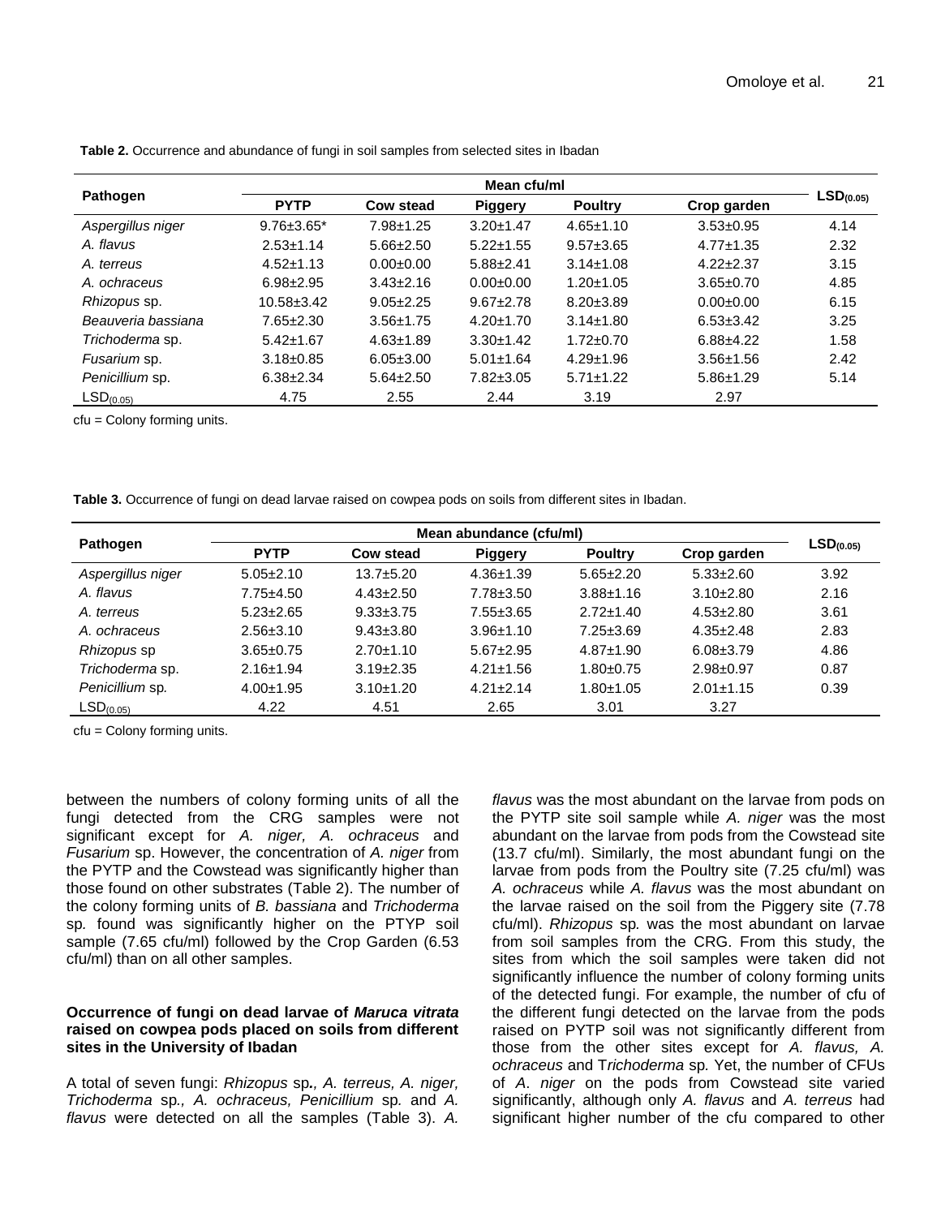**Table 2.** Occurrence and abundance of fungi in soil samples from selected sites in Ibadan

| Pathogen | Mean cfu/ml | | | | | $LSD_{(0.05)}$ |
|---|---|---|---|---|---|---|
| | **PYTP** | **Cow stead** | **Piggery** | **Poultry** | **Crop garden** | |
| *Aspergillus niger* | 9.76±3.65* | 7.98±1.25 | 3.20±1.47 | 4.65±1.10 | 3.53±0.95 | 4.14 |
| *A. flavus* | 2.53±1.14 | 5.66±2.50 | 5.22±1.55 | 9.57±3.65 | 4.77±1.35 | 2.32 |
| *A. terreus* | 4.52±1.13 | 0.00±0.00 | 5.88±2.41 | 3.14±1.08 | 4.22±2.37 | 3.15 |
| *A. ochraceus* | 6.98±2.95 | 3.43±2.16 | 0.00±0.00 | 1.20±1.05 | 3.65±0.70 | 4.85 |
| *Rhizopus* sp. | 10.58±3.42 | 9.05±2.25 | 9.67±2.78 | 8.20±3.89 | 0.00±0.00 | 6.15 |
| *Beauveria bassiana* | 7.65±2.30 | 3.56±1.75 | 4.20±1.70 | 3.14±1.80 | 6.53±3.42 | 3.25 |
| *Trichoderma* sp. | 5.42±1.67 | 4.63±1.89 | 3.30±1.42 | 1.72±0.70 | 6.88±4.22 | 1.58 |
| *Fusarium* sp. | 3.18±0.85 | 6.05±3.00 | 5.01±1.64 | 4.29±1.96 | 3.56±1.56 | 2.42 |
| *Penicillium* sp. | 6.38±2.34 | 5.64±2.50 | 7.82±3.05 | 5.71±1.22 | 5.86±1.29 | 5.14 |
| $LSD_{(0.05)}$ | 4.75 | 2.55 | 2.44 | 3.19 | 2.97 | |

cfu = Colony forming units.

**Table 3.** Occurrence of fungi on dead larvae raised on cowpea pods on soils from different sites in Ibadan.

| Pathogen | Mean abundance (cfu/ml) | | | | | $LSD_{(0.05)}$ |
|---|---|---|---|---|---|---|
| | **PYTP** | **Cow stead** | **Piggery** | **Poultry** | **Crop garden** | |
| *Aspergillus niger* | 5.05±2.10 | 13.7±5.20 | 4.36±1.39 | 5.65±2.20 | 5.33±2.60 | 3.92 |
| *A. flavus* | 7.75±4.50 | 4.43±2.50 | 7.78±3.50 | 3.88±1.16 | 3.10±2.80 | 2.16 |
| *A. terreus* | 5.23±2.65 | 9.33±3.75 | 7.55±3.65 | 2.72±1.40 | 4.53±2.80 | 3.61 |
| *A. ochraceus* | 2.56±3.10 | 9.43±3.80 | 3.96±1.10 | 7.25±3.69 | 4.35±2.48 | 2.83 |
| *Rhizopus* sp | 3.65±0.75 | 2.70±1.10 | 5.67±2.95 | 4.87±1.90 | 6.08±3.79 | 4.86 |
| *Trichoderma* sp. | 2.16±1.94 | 3.19±2.35 | 4.21±1.56 | 1.80±0.75 | 2.98±0.97 | 0.87 |
| *Penicillium* sp. | 4.00±1.95 | 3.10±1.20 | 4.21±2.14 | 1.80±1.05 | 2.01±1.15 | 0.39 |
| $LSD_{(0.05)}$ | 4.22 | 4.51 | 2.65 | 3.01 | 3.27 | |

cfu = Colony forming units.

between the numbers of colony forming units of all the fungi detected from the CRG samples were not significant except for *A. niger, A. ochraceus* and *Fusarium* sp. However, the concentration of *A. niger* from the PYTP and the Cowstead was significantly higher than those found on other substrates (Table 2). The number of the colony forming units of *B. bassiana* and *Trichoderma* sp. found was significantly higher on the PTYP soil sample (7.65 cfu/ml) followed by the Crop Garden (6.53 cfu/ml) than on all other samples.

### Occurrence of fungi on dead larvae of *Maruca vitrata* raised on cowpea pods placed on soils from different sites in the University of Ibadan

A total of seven fungi: *Rhizopus* sp*., A. terreus, A. niger, Trichoderma* sp*., A. ochraceus, Penicillium* sp*.* and *A. flavus* were detected on all the samples (Table 3). *A. flavus* was the most abundant on the larvae from pods on the PYTP site soil sample while *A. niger* was the most abundant on the larvae from pods from the Cowstead site (13.7 cfu/ml). Similarly, the most abundant fungi on the larvae from pods from the Poultry site (7.25 cfu/ml) was *A. ochraceus* while *A. flavus* was the most abundant on the larvae raised on the soil from the Piggery site (7.78 cfu/ml). *Rhizopus* sp*.* was the most abundant on larvae from soil samples from the CRG. From this study, the sites from which the soil samples were taken did not significantly influence the number of colony forming units of the detected fungi. For example, the number of cfu of the different fungi detected on the larvae from the pods raised on PYTP soil was not significantly different from those from the other sites except for *A. flavus, A. ochraceus* and T*richoderma* sp*.* Yet, the number of CFUs of *A. niger* on the pods from Cowstead site varied significantly, although only *A. flavus* and *A. terreus* had significant higher number of the cfu compared to other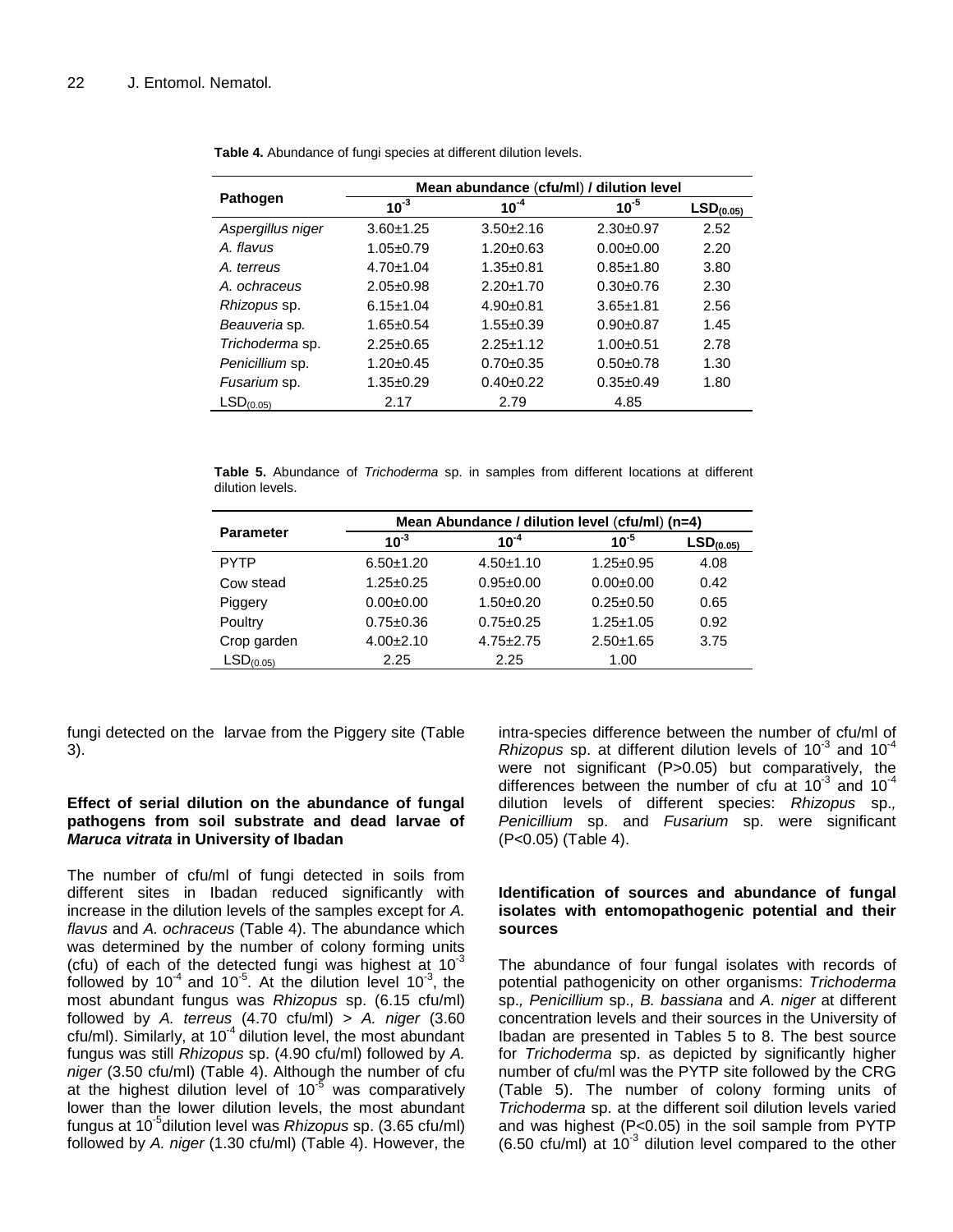**Table 4.** Abundance of fungi species at different dilution levels.

| Pathogen | Mean abundance (cfu/ml) / dilution level | | | |
|---|---|---|---|---|
| | $10^{-3}$ | $10^{-4}$ | $10^{-5}$ | $LSD_{(0.05)}$ |
| *Aspergillus niger* | 3.60±1.25 | 3.50±2.16 | 2.30±0.97 | 2.52 |
| *A. flavus* | 1.05±0.79 | 1.20±0.63 | 0.00±0.00 | 2.20 |
| *A. terreus* | 4.70±1.04 | 1.35±0.81 | 0.85±1.80 | 3.80 |
| *A. ochraceus* | 2.05±0.98 | 2.20±1.70 | 0.30±0.76 | 2.30 |
| *Rhizopus* sp. | 6.15±1.04 | 4.90±0.81 | 3.65±1.81 | 2.56 |
| *Beauveria* sp*.* | 1.65±0.54 | 1.55±0.39 | 0.90±0.87 | 1.45 |
| *Trichoderma* sp. | 2.25±0.65 | 2.25±1.12 | 1.00±0.51 | 2.78 |
| *Penicillium* sp. | 1.20±0.45 | 0.70±0.35 | 0.50±0.78 | 1.30 |
| *Fusarium* sp. | 1.35±0.29 | 0.40±0.22 | 0.35±0.49 | 1.80 |
| $LSD_{(0.05)}$ | 2.17 | 2.79 | 4.85 | |

**Table 5.** Abundance of *Trichoderma* sp. in samples from different locations at different dilution levels.

| Parameter | Mean Abundance / dilution level (cfu/ml) (n=4) | | | |
|---|---|---|---|---|
| | $10^{-3}$ | $10^{-4}$ | $10^{-5}$ | $LSD_{(0.05)}$ |
| PYTP | 6.50±1.20 | 4.50±1.10 | 1.25±0.95 | 4.08 |
| Cow stead | 1.25±0.25 | 0.95±0.00 | 0.00±0.00 | 0.42 |
| Piggery | 0.00±0.00 | 1.50±0.20 | 0.25±0.50 | 0.65 |
| Poultry | 0.75±0.36 | 0.75±0.25 | 1.25±1.05 | 0.92 |
| Crop garden | 4.00±2.10 | 4.75±2.75 | 2.50±1.65 | 3.75 |
| $LSD_{(0.05)}$ | 2.25 | 2.25 | 1.00 | |

fungi detected on the larvae from the Piggery site (Table 3).

### Effect of serial dilution on the abundance of fungal pathogens from soil substrate and dead larvae of *Maruca vitrata* in University of Ibadan

The number of cfu/ml of fungi detected in soils from different sites in Ibadan reduced significantly with increase in the dilution levels of the samples except for *A. flavus* and *A. ochraceus* (Table 4). The abundance which was determined by the number of colony forming units (cfu) of each of the detected fungi was highest at $10^{-3}$ followed by $10^{-4}$ and $10^{-5}$. At the dilution level $10^{-3}$, the most abundant fungus was *Rhizopus* sp. (6.15 cfu/ml) followed by *A. terreus* (4.70 cfu/ml) > *A. niger* (3.60 cfu/ml). Similarly, at $10^{-4}$ dilution level, the most abundant fungus was still *Rhizopus* sp. (4.90 cfu/ml) followed by *A. niger* (3.50 cfu/ml) (Table 4). Although the number of cfu at the highest dilution level of $10^{-5}$ was comparatively lower than the lower dilution levels, the most abundant fungus at $10^{-5}$dilution level was *Rhizopus* sp. (3.65 cfu/ml) followed by *A. niger* (1.30 cfu/ml) (Table 4). However, the intra-species difference between the number of cfu/ml of *Rhizopus* sp. at different dilution levels of $10^{-3}$ and $10^{-4}$ were not significant ($P>0.05$) but comparatively, the differences between the number of cfu at $10^{-3}$ and $10^{-4}$ dilution levels of different species: *Rhizopus* sp*.*, *Penicillium* sp. and *Fusarium* sp. were significant ($P<0.05$) (Table 4).

### Identification of sources and abundance of fungal isolates with entomopathogenic potential and their sources

The abundance of four fungal isolates with records of potential pathogenicity on other organisms: *Trichoderma* sp*., Penicillium* sp*., B. bassiana* and *A. niger* at different concentration levels and their sources in the University of Ibadan are presented in Tables 5 to 8. The best source for *Trichoderma* sp. as depicted by significantly higher number of cfu/ml was the PYTP site followed by the CRG (Table 5). The number of colony forming units of *Trichoderma* sp. at the different soil dilution levels varied and was highest ($P<0.05$) in the soil sample from PYTP (6.50 cfu/ml) at $10^{-3}$ dilution level compared to the other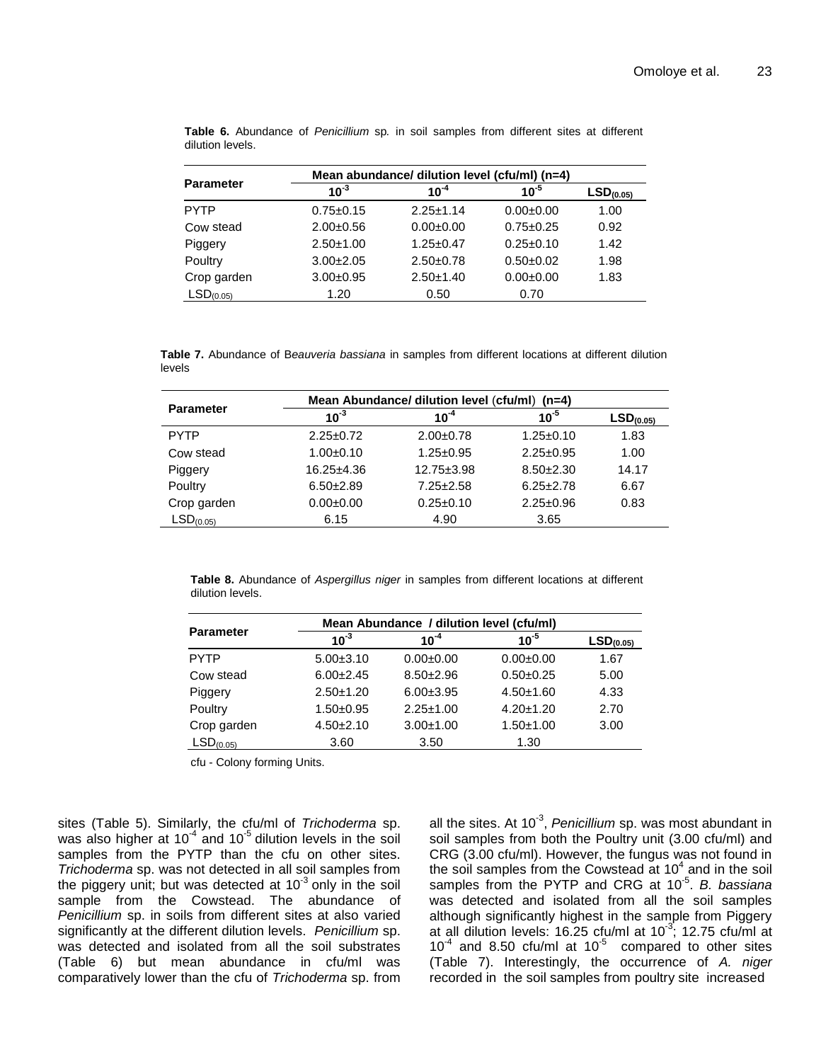**Table 6.** Abundance of *Penicillium* sp. in soil samples from different sites at different dilution levels.

| Parameter | Mean abundance/ dilution level (cfu/ml) (n=4) | | | |
|---|---|---|---|---|
| | $10^{-3}$ | $10^{-4}$ | $10^{-5}$ | $LSD_{(0.05)}$ |
| PYTP | 0.75±0.15 | 2.25±1.14 | 0.00±0.00 | 1.00 |
| Cow stead | 2.00±0.56 | 0.00±0.00 | 0.75±0.25 | 0.92 |
| Piggery | 2.50±1.00 | 1.25±0.47 | 0.25±0.10 | 1.42 |
| Poultry | 3.00±2.05 | 2.50±0.78 | 0.50±0.02 | 1.98 |
| Crop garden | 3.00±0.95 | 2.50±1.40 | 0.00±0.00 | 1.83 |
| $LSD_{(0.05)}$ | 1.20 | 0.50 | 0.70 | |

**Table 7.** Abundance of B*eauveria bassiana* in samples from different locations at different dilution levels

| Parameter | Mean Abundance/ dilution level (cfu/ml) (n=4) | | | |
|---|---|---|---|---|
| | $10^{-3}$ | $10^{-4}$ | $10^{-5}$ | $LSD_{(0.05)}$ |
| PYTP | 2.25±0.72 | 2.00±0.78 | 1.25±0.10 | 1.83 |
| Cow stead | 1.00±0.10 | 1.25±0.95 | 2.25±0.95 | 1.00 |
| Piggery | 16.25±4.36 | 12.75±3.98 | 8.50±2.30 | 14.17 |
| Poultry | 6.50±2.89 | 7.25±2.58 | 6.25±2.78 | 6.67 |
| Crop garden | 0.00±0.00 | 0.25±0.10 | 2.25±0.96 | 0.83 |
| $LSD_{(0.05)}$ | 6.15 | 4.90 | 3.65 | |

**Table 8.** Abundance of *Aspergillus niger* in samples from different locations at different dilution levels.

| Parameter | Mean Abundance / dilution level (cfu/ml) | | | |
|---|---|---|---|---|
| | $10^{-3}$ | $10^{-4}$ | $10^{-5}$ | $LSD_{(0.05)}$ |
| PYTP | 5.00±3.10 | 0.00±0.00 | 0.00±0.00 | 1.67 |
| Cow stead | 6.00±2.45 | 8.50±2.96 | 0.50±0.25 | 5.00 |
| Piggery | 2.50±1.20 | 6.00±3.95 | 4.50±1.60 | 4.33 |
| Poultry | 1.50±0.95 | 2.25±1.00 | 4.20±1.20 | 2.70 |
| Crop garden | 4.50±2.10 | 3.00±1.00 | 1.50±1.00 | 3.00 |
| $LSD_{(0.05)}$ | 3.60 | 3.50 | 1.30 | |

cfu - Colony forming Units.

sites (Table 5). Similarly, the cfu/ml of *Trichoderma* sp. was also higher at $10^{-4}$ and $10^{-5}$ dilution levels in the soil samples from the PYTP than the cfu on other sites. *Trichoderma* sp. was not detected in all soil samples from the piggery unit; but was detected at $10^{-3}$ only in the soil sample from the Cowstead. The abundance of *Penicillium* sp. in soils from different sites at also varied significantly at the different dilution levels. *Penicillium* sp. was detected and isolated from all the soil substrates (Table 6) but mean abundance in cfu/ml was comparatively lower than the cfu of *Trichoderma* sp. from all the sites. At $10^{-3}$, *Penicillium* sp. was most abundant in soil samples from both the Poultry unit (3.00 cfu/ml) and CRG (3.00 cfu/ml). However, the fungus was not found in the soil samples from the Cowstead at $10^{4}$ and in the soil samples from the PYTP and CRG at $10^{-5}$. *B. bassiana* was detected and isolated from all the soil samples although significantly highest in the sample from Piggery at all dilution levels: 16.25 cfu/ml at $10^{-3}$; 12.75 cfu/ml at $10^{-4}$ and 8.50 cfu/ml at $10^{-5}$ compared to other sites (Table 7). Interestingly, the occurrence of *A. niger* recorded in the soil samples from poultry site increased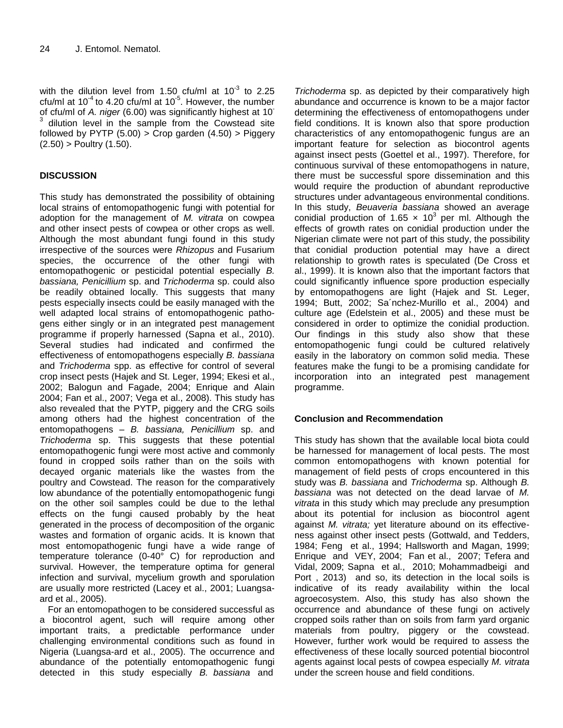with the dilution level from 1.50 cfu/ml at $10^{-3}$ to 2.25 cfu/ml at $10^{-4}$ to 4.20 cfu/ml at $10^{-5}$. However, the number of cfu/ml of *A. niger* (6.00) was significantly highest at $10^{-3}$ dilution level in the sample from the Cowstead site followed by PYTP (5.00) > Crop garden (4.50) > Piggery (2.50) > Poultry (1.50).

## DISCUSSION

This study has demonstrated the possibility of obtaining local strains of entomopathogenic fungi with potential for adoption for the management of *M. vitrata* on cowpea and other insect pests of cowpea or other crops as well. Although the most abundant fungi found in this study irrespective of the sources were *Rhizopus* and Fusarium species, the occurrence of the other fungi with entomopathogenic or pesticidal potential especially *B. bassiana, Penicillium* sp. and *Trichoderma* sp. could also be readily obtained locally. This suggests that many pests especially insects could be easily managed with the well adapted local strains of entomopathogenic pathogens either singly or in an integrated pest management programme if properly harnessed (Sapna et al., 2010). Several studies had indicated and confirmed the effectiveness of entomopathogens especially *B. bassiana* and *Trichoderma* spp. as effective for control of several crop insect pests (Hajek and St. Leger, 1994; Ekesi et al., 2002; Balogun and Fagade, 2004; Enrique and Alain 2004; Fan et al., 2007; Vega et al., 2008). This study has also revealed that the PYTP, piggery and the CRG soils among others had the highest concentration of the entomopathogens – *B. bassiana, Penicillium* sp. and *Trichoderma* sp. This suggests that these potential entomopathogenic fungi were most active and commonly found in cropped soils rather than on the soils with decayed organic materials like the wastes from the poultry and Cowstead. The reason for the comparatively low abundance of the potentially entomopathogenic fungi on the other soil samples could be due to the lethal effects on the fungi caused probably by the heat generated in the process of decomposition of the organic wastes and formation of organic acids. It is known that most entomopathogenic fungi have a wide range of temperature tolerance (0-40° C) for reproduction and survival. However, the temperature optima for general infection and survival, mycelium growth and sporulation are usually more restricted (Lacey et al., 2001; Luangsa-ard et al., 2005).

For an entomopathogen to be considered successful as a biocontrol agent, such will require among other important traits, a predictable performance under challenging environmental conditions such as found in Nigeria (Luangsa-ard et al., 2005). The occurrence and abundance of the potentially entomopathogenic fungi detected in this study especially *B. bassiana* and *Trichoderma* sp. as depicted by their comparatively high abundance and occurrence is known to be a major factor determining the effectiveness of entomopathogens under field conditions. It is known also that spore production characteristics of any entomopathogenic fungus are an important feature for selection as biocontrol agents against insect pests (Goettel et al., 1997). Therefore, for continuous survival of these entomopathogens in nature, there must be successful spore dissemination and this would require the production of abundant reproductive structures under advantageous environmental conditions. In this study, *Beuaveria bassiana* showed an average conidial production of $1.65 \times 10^3$ per ml. Although the effects of growth rates on conidial production under the Nigerian climate were not part of this study, the possibility that conidial production potential may have a direct relationship to growth rates is speculated (De Cross et al., 1999). It is known also that the important factors that could significantly influence spore production especially by entomopathogens are light (Hajek and St. Leger, 1994; Butt, 2002; Sa´nchez-Murillo et al., 2004) and culture age (Edelstein et al., 2005) and these must be considered in order to optimize the conidial production. Our findings in this study also show that these entomopathogenic fungi could be cultured relatively easily in the laboratory on common solid media. These features make the fungi to be a promising candidate for incorporation into an integrated pest management programme.

### Conclusion and Recommendation

This study has shown that the available local biota could be harnessed for management of local pests. The most common entomopathogens with known potential for management of field pests of crops encountered in this study was *B. bassiana* and *Trichoderma* sp. Although *B. bassiana* was not detected on the dead larvae of *M. vitrata* in this study which may preclude any presumption about its potential for inclusion as biocontrol agent against *M. vitrata;* yet literature abound on its effectiveness against other insect pests (Gottwald, and Tedders, 1984; Feng et al., 1994; Hallsworth and Magan, 1999; Enrique and VEY, 2004; Fan et al., 2007; Tefera and Vidal, 2009; Sapna et al., 2010; Mohammadbeigi and Port , 2013) and so, its detection in the local soils is indicative of its ready availability within the local agroecosystem. Also, this study has also shown the occurrence and abundance of these fungi on actively cropped soils rather than on soils from farm yard organic materials from poultry, piggery or the cowstead. However, further work would be required to assess the effectiveness of these locally sourced potential biocontrol agents against local pests of cowpea especially *M. vitrata* under the screen house and field conditions.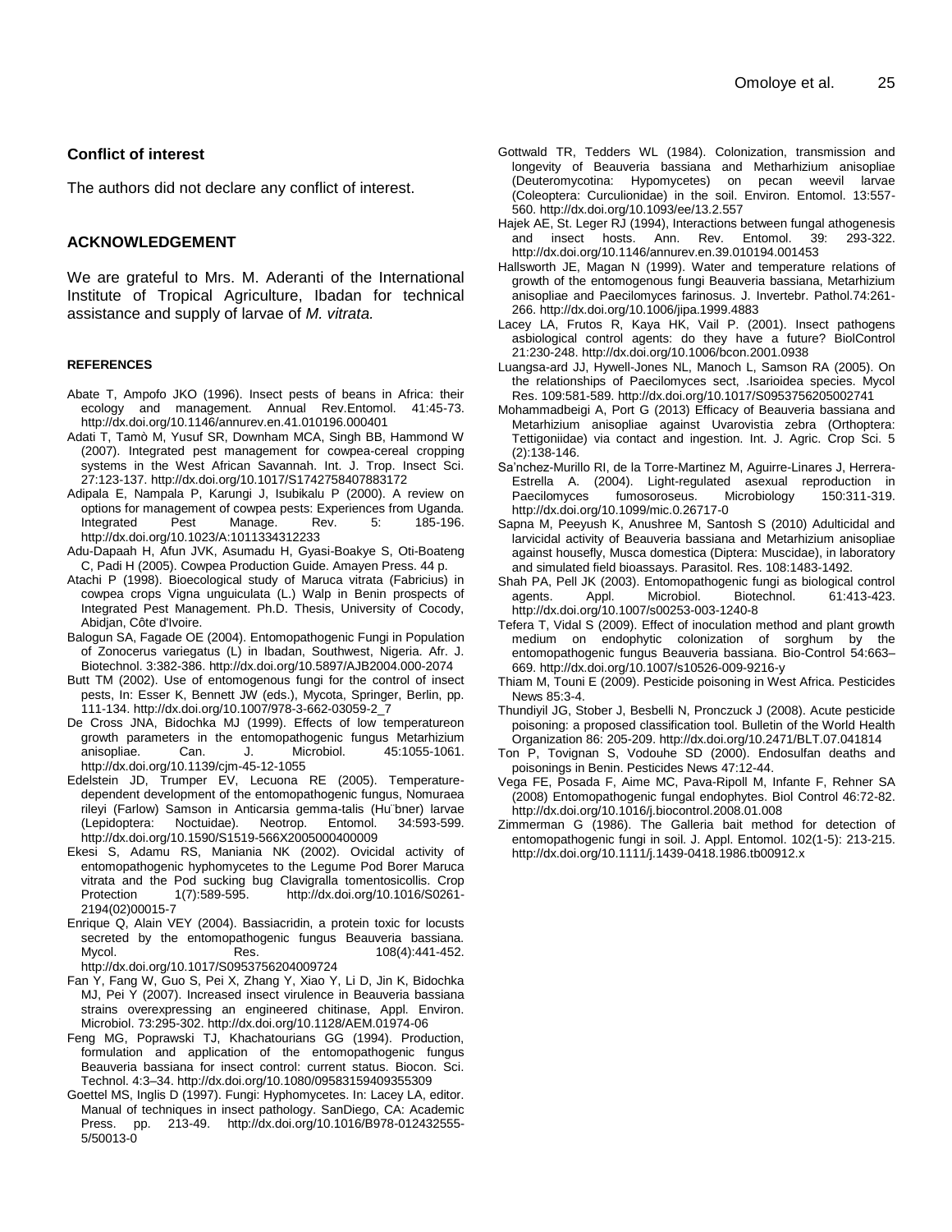## Conflict of interest

The authors did not declare any conflict of interest.

## ACKNOWLEDGEMENT

We are grateful to Mrs. M. Aderanti of the International Institute of Tropical Agriculture, Ibadan for technical assistance and supply of larvae of *M. vitrata.*

## REFERENCES

Abate T, Ampofo JKO (1996). Insect pests of beans in Africa: their ecology and management. Annual Rev.Entomol. 41:45-73. http://dx.doi.org/10.1146/annurev.en.41.010196.000401

Adati T, Tamò M, Yusuf SR, Downham MCA, Singh BB, Hammond W (2007). Integrated pest management for cowpea-cereal cropping systems in the West African Savannah. Int. J. Trop. Insect Sci. 27:123-137. http://dx.doi.org/10.1017/S1742758407883172

Adipala E, Nampala P, Karungi J, Isubikalu P (2000). A review on options for management of cowpea pests: Experiences from Uganda. Integrated Pest Manage. Rev. 5: 185-196. http://dx.doi.org/10.1023/A:1011334312233

Adu-Dapaah H, Afun JVK, Asumadu H, Gyasi-Boakye S, Oti-Boateng C, Padi H (2005). Cowpea Production Guide. Amayen Press. 44 p.

Atachi P (1998). Bioecological study of Maruca vitrata (Fabricius) in cowpea crops Vigna unguiculata (L.) Walp in Benin prospects of Integrated Pest Management. Ph.D. Thesis, University of Cocody, Abidjan, Côte d'Ivoire.

Balogun SA, Fagade OE (2004). Entomopathogenic Fungi in Population of Zonocerus variegatus (L) in Ibadan, Southwest, Nigeria. Afr. J. Biotechnol. 3:382-386. http://dx.doi.org/10.5897/AJB2004.000-2074

Butt TM (2002). Use of entomogenous fungi for the control of insect pests, In: Esser K, Bennett JW (eds.), Mycota, Springer, Berlin, pp. 111-134. http://dx.doi.org/10.1007/978-3-662-03059-2_7

De Cross JNA, Bidochka MJ (1999). Effects of low temperatureon growth parameters in the entomopathogenic fungus Metarhizium anisopliae. Can. J. Microbiol. 45:1055-1061. http://dx.doi.org/10.1139/cjm-45-12-1055

Edelstein JD, Trumper EV, Lecuona RE (2005). Temperature-dependent development of the entomopathogenic fungus, Nomuraea rileyi (Farlow) Samson in Anticarsia gemma-talis (Hu¨bner) larvae (Lepidoptera: Noctuidae). Neotrop. Entomol. 34:593-599. http://dx.doi.org/10.1590/S1519-566X2005000400009

Ekesi S, Adamu RS, Maniania NK (2002). Ovicidal activity of entomopathogenic hyphomycetes to the Legume Pod Borer Maruca vitrata and the Pod sucking bug Clavigralla tomentosicollis. Crop Protection 1(7):589-595. http://dx.doi.org/10.1016/S0261-2194(02)00015-7

Enrique Q, Alain VEY (2004). Bassiacridin, a protein toxic for locusts secreted by the entomopathogenic fungus Beauveria bassiana. Mycol. Res. 108(4):441-452. http://dx.doi.org/10.1017/S0953756204009724

Fan Y, Fang W, Guo S, Pei X, Zhang Y, Xiao Y, Li D, Jin K, Bidochka MJ, Pei Y (2007). Increased insect virulence in Beauveria bassiana strains overexpressing an engineered chitinase, Appl. Environ. Microbiol. 73:295-302. http://dx.doi.org/10.1128/AEM.01974-06

Feng MG, Poprawski TJ, Khachatourians GG (1994). Production, formulation and application of the entomopathogenic fungus Beauveria bassiana for insect control: current status. Biocon. Sci. Technol. 4:3–34. http://dx.doi.org/10.1080/09583159409355309

Goettel MS, Inglis D (1997). Fungi: Hyphomycetes. In: Lacey LA, editor. Manual of techniques in insect pathology. SanDiego, CA: Academic Press. pp. 213-49. http://dx.doi.org/10.1016/B978-012432555-5/50013-0

Gottwald TR, Tedders WL (1984). Colonization, transmission and longevity of Beauveria bassiana and Metharhizium anisopliae (Deuteromycotina: Hypomycetes) on pecan weevil larvae (Coleoptera: Curculionidae) in the soil. Environ. Entomol. 13:557-560. http://dx.doi.org/10.1093/ee/13.2.557

Hajek AE, St. Leger RJ (1994), Interactions between fungal athogenesis and insect hosts. Ann. Rev. Entomol. 39: 293-322. http://dx.doi.org/10.1146/annurev.en.39.010194.001453

Hallsworth JE, Magan N (1999). Water and temperature relations of growth of the entomogenous fungi Beauveria bassiana, Metarhizium anisopliae and Paecilomyces farinosus. J. Invertebr. Pathol.74:261-266. http://dx.doi.org/10.1006/jipa.1999.4883

Lacey LA, Frutos R, Kaya HK, Vail P. (2001). Insect pathogens asbiological control agents: do they have a future? BiolControl 21:230-248. http://dx.doi.org/10.1006/bcon.2001.0938

Luangsa-ard JJ, Hywell-Jones NL, Manoch L, Samson RA (2005). On the relationships of Paecilomyces sect, .Isarioidea species. Mycol Res. 109:581-589. http://dx.doi.org/10.1017/S0953756205002741

Mohammadbeigi A, Port G (2013) Efficacy of Beauveria bassiana and Metarhizium anisopliae against Uvarovistia zebra (Orthoptera: Tettigoniidae) via contact and ingestion. Int. J. Agric. Crop Sci. 5 (2):138-146.

Sa'nchez-Murillo RI, de la Torre-Martinez M, Aguirre-Linares J, Herrera-Estrella A. (2004). Light-regulated asexual reproduction in Paecilomyces fumosoroseus. Microbiology 150:311-319. http://dx.doi.org/10.1099/mic.0.26717-0

Sapna M, Peeyush K, Anushree M, Santosh S (2010) Adulticidal and larvicidal activity of Beauveria bassiana and Metarhizium anisopliae against housefly, Musca domestica (Diptera: Muscidae), in laboratory and simulated field bioassays. Parasitol. Res. 108:1483-1492.

Shah PA, Pell JK (2003). Entomopathogenic fungi as biological control agents. Appl. Microbiol. Biotechnol. 61:413-423. http://dx.doi.org/10.1007/s00253-003-1240-8

Tefera T, Vidal S (2009). Effect of inoculation method and plant growth medium on endophytic colonization of sorghum by the entomopathogenic fungus Beauveria bassiana. Bio-Control 54:663–669. http://dx.doi.org/10.1007/s10526-009-9216-y

Thiam M, Touni E (2009). Pesticide poisoning in West Africa. Pesticides News 85:3-4.

Thundiyil JG, Stober J, Besbelli N, Pronczuck J (2008). Acute pesticide poisoning: a proposed classification tool. Bulletin of the World Health Organization 86: 205-209. http://dx.doi.org/10.2471/BLT.07.041814

Ton P, Tovignan S, Vodouhe SD (2000). Endosulfan deaths and poisonings in Benin. Pesticides News 47:12-44.

Vega FE, Posada F, Aime MC, Pava-Ripoll M, Infante F, Rehner SA (2008) Entomopathogenic fungal endophytes. Biol Control 46:72-82. http://dx.doi.org/10.1016/j.biocontrol.2008.01.008

Zimmerman G (1986). The Galleria bait method for detection of entomopathogenic fungi in soil. J. Appl. Entomol. 102(1-5): 213-215. http://dx.doi.org/10.1111/j.1439-0418.1986.tb00912.x